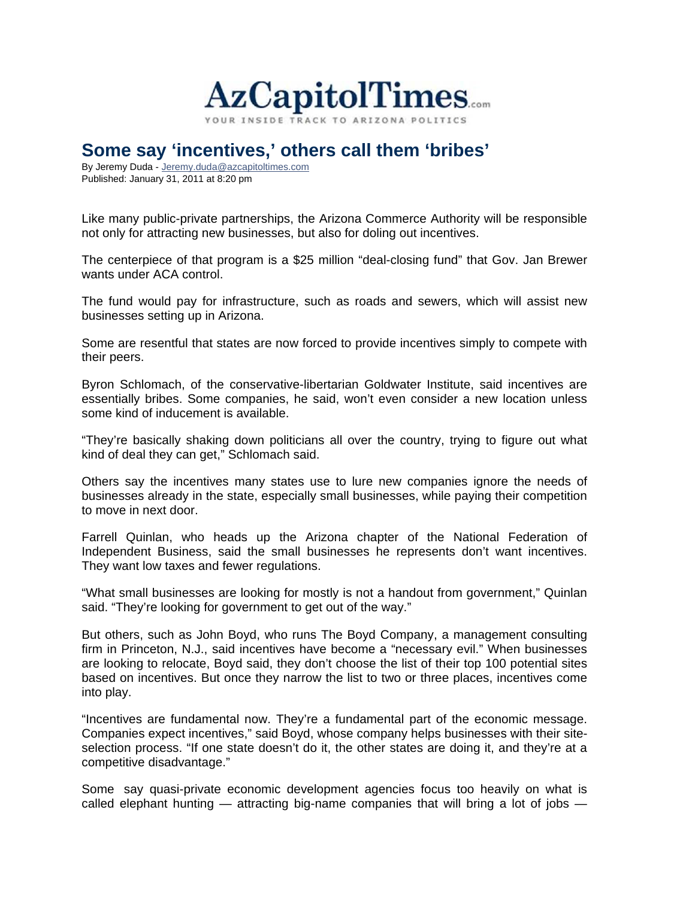AzCapitolTimes.com

YOUR INSIDE TRACK TO ARIZONA POLITICS

# Some say 'incentives,' others call them 'bribes'

By Jeremy Duda - Jeremy.duda@azcapitoltimes.com
Published: January 31, 2011 at 8:20 pm

Like many public-private partnerships, the Arizona Commerce Authority will be responsible not only for attracting new businesses, but also for doling out incentives.

The centerpiece of that program is a $25 million "deal-closing fund" that Gov. Jan Brewer wants under ACA control.

The fund would pay for infrastructure, such as roads and sewers, which will assist new businesses setting up in Arizona.

Some are resentful that states are now forced to provide incentives simply to compete with their peers.

Byron Schlomach, of the conservative-libertarian Goldwater Institute, said incentives are essentially bribes. Some companies, he said, won't even consider a new location unless some kind of inducement is available.

"They're basically shaking down politicians all over the country, trying to figure out what kind of deal they can get," Schlomach said.

Others say the incentives many states use to lure new companies ignore the needs of businesses already in the state, especially small businesses, while paying their competition to move in next door.

Farrell Quinlan, who heads up the Arizona chapter of the National Federation of Independent Business, said the small businesses he represents don't want incentives. They want low taxes and fewer regulations.

"What small businesses are looking for mostly is not a handout from government," Quinlan said. "They're looking for government to get out of the way."

But others, such as John Boyd, who runs The Boyd Company, a management consulting firm in Princeton, N.J., said incentives have become a "necessary evil." When businesses are looking to relocate, Boyd said, they don't choose the list of their top 100 potential sites based on incentives. But once they narrow the list to two or three places, incentives come into play.

"Incentives are fundamental now. They're a fundamental part of the economic message. Companies expect incentives," said Boyd, whose company helps businesses with their site-selection process. "If one state doesn't do it, the other states are doing it, and they're at a competitive disadvantage."

Some say quasi-private economic development agencies focus too heavily on what is called elephant hunting — attracting big-name companies that will bring a lot of jobs —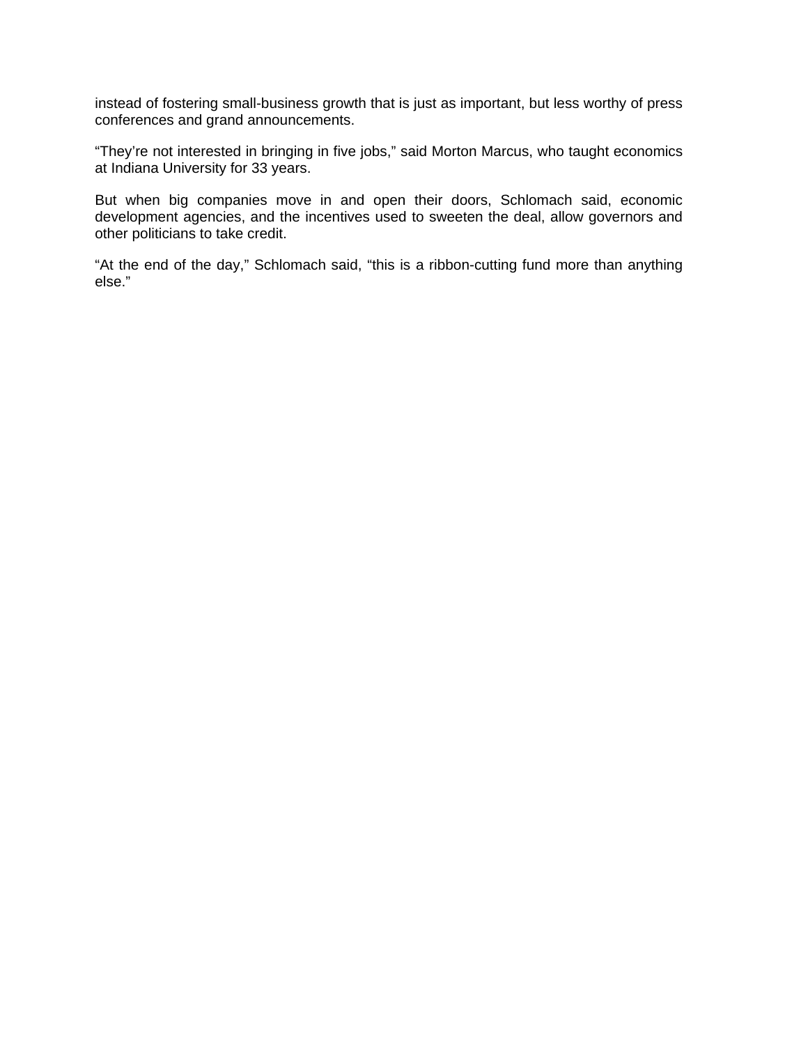instead of fostering small-business growth that is just as important, but less worthy of press conferences and grand announcements.

“They’re not interested in bringing in five jobs,” said Morton Marcus, who taught economics at Indiana University for 33 years.

But when big companies move in and open their doors, Schlomach said, economic development agencies, and the incentives used to sweeten the deal, allow governors and other politicians to take credit.

“At the end of the day,” Schlomach said, “this is a ribbon-cutting fund more than anything else.”